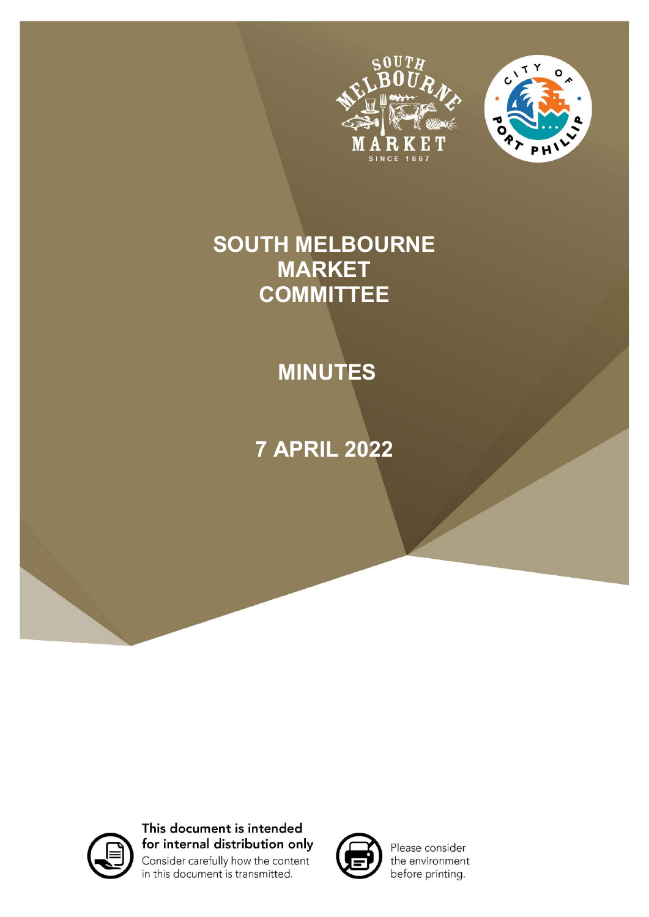# SOUTH MELBOURNE MARKET COMMITTEE

## MINUTES

## 7 APRIL 2022

**This document is intended for internal distribution only**
Consider carefully how the content in this document is transmitted.

Please consider the environment before printing.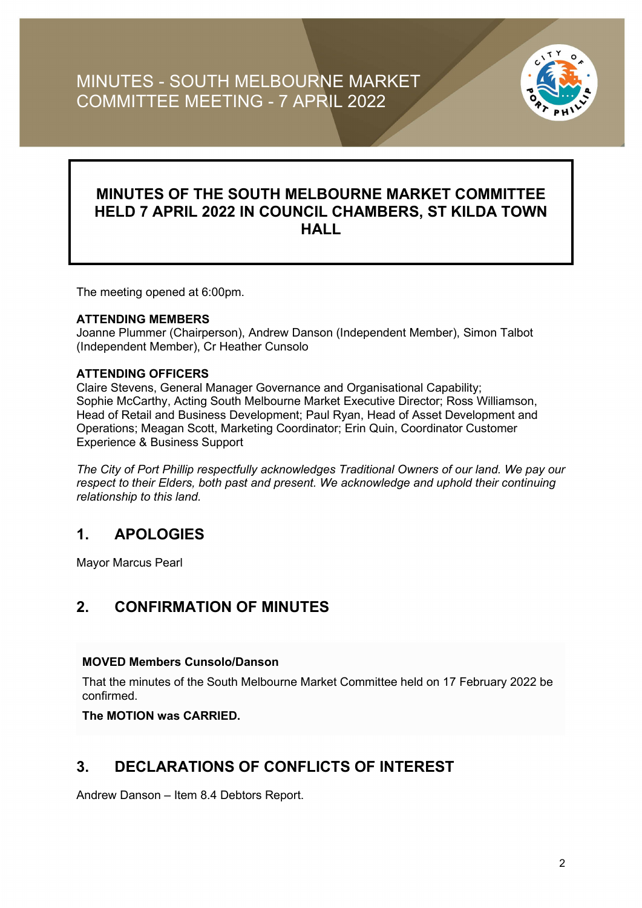# MINUTES - SOUTH MELBOURNE MARKET COMMITTEE MEETING - 7 APRIL 2022

**MINUTES OF THE SOUTH MELBOURNE MARKET COMMITTEE HELD 7 APRIL 2022 IN COUNCIL CHAMBERS, ST KILDA TOWN HALL**

The meeting opened at 6:00pm.

**ATTENDING MEMBERS**
Joanne Plummer (Chairperson), Andrew Danson (Independent Member), Simon Talbot (Independent Member), Cr Heather Cunsolo

**ATTENDING OFFICERS**
Claire Stevens, General Manager Governance and Organisational Capability; Sophie McCarthy, Acting South Melbourne Market Executive Director; Ross Williamson, Head of Retail and Business Development; Paul Ryan, Head of Asset Development and Operations; Meagan Scott, Marketing Coordinator; Erin Quin, Coordinator Customer Experience & Business Support

*The City of Port Phillip respectfully acknowledges Traditional Owners of our land. We pay our respect to their Elders, both past and present. We acknowledge and uphold their continuing relationship to this land.*

## 1. APOLOGIES

Mayor Marcus Pearl

## 2. CONFIRMATION OF MINUTES

**MOVED Members Cunsolo/Danson**

That the minutes of the South Melbourne Market Committee held on 17 February 2022 be confirmed.

**The MOTION was CARRIED.**

## 3. DECLARATIONS OF CONFLICTS OF INTEREST

Andrew Danson – Item 8.4 Debtors Report.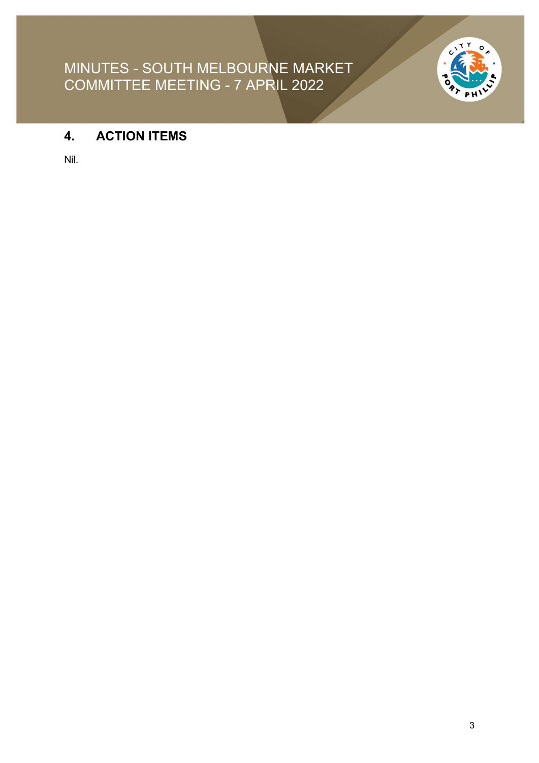## 4. ACTION ITEMS

Nil.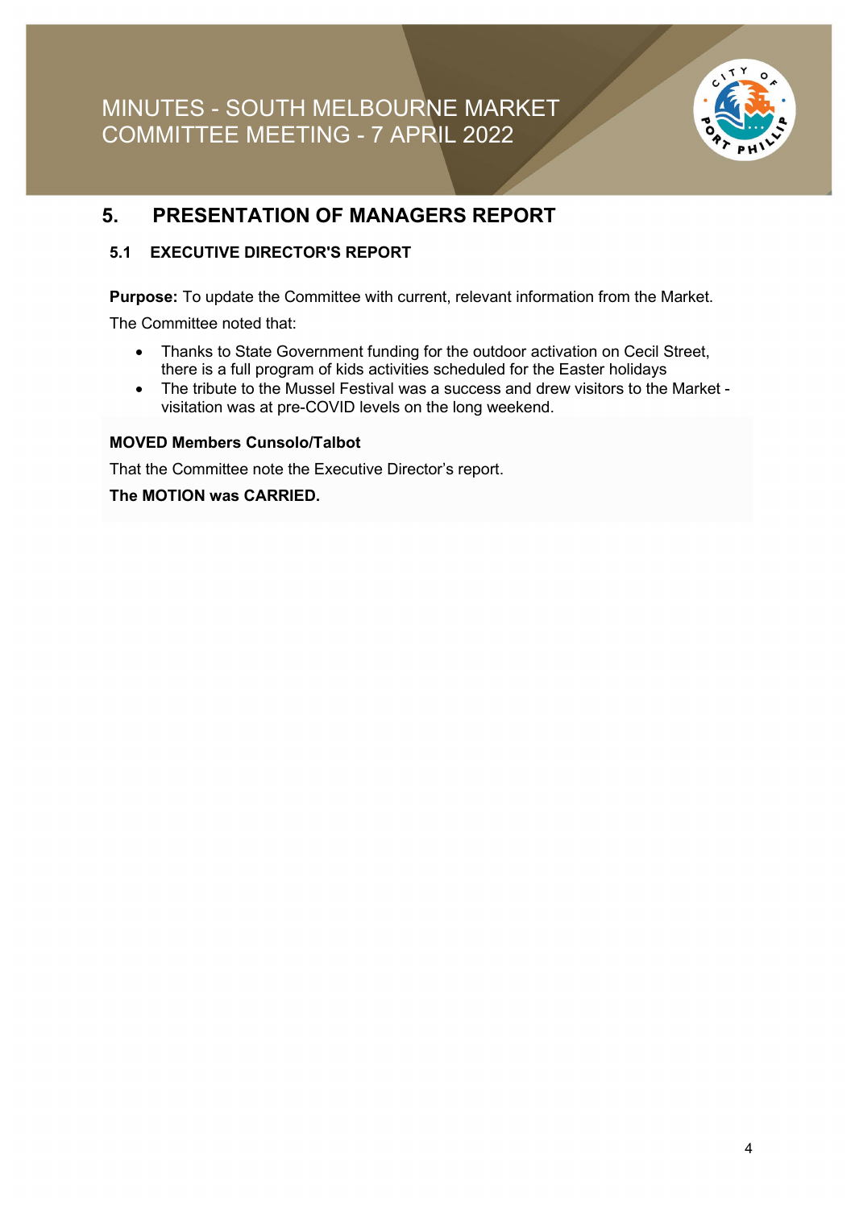## 5. PRESENTATION OF MANAGERS REPORT

### 5.1 EXECUTIVE DIRECTOR'S REPORT

**Purpose:** To update the Committee with current, relevant information from the Market.

The Committee noted that:

- Thanks to State Government funding for the outdoor activation on Cecil Street, there is a full program of kids activities scheduled for the Easter holidays
- The tribute to the Mussel Festival was a success and drew visitors to the Market - visitation was at pre-COVID levels on the long weekend.

**MOVED Members Cunsolo/Talbot**

That the Committee note the Executive Director's report.

**The MOTION was CARRIED.**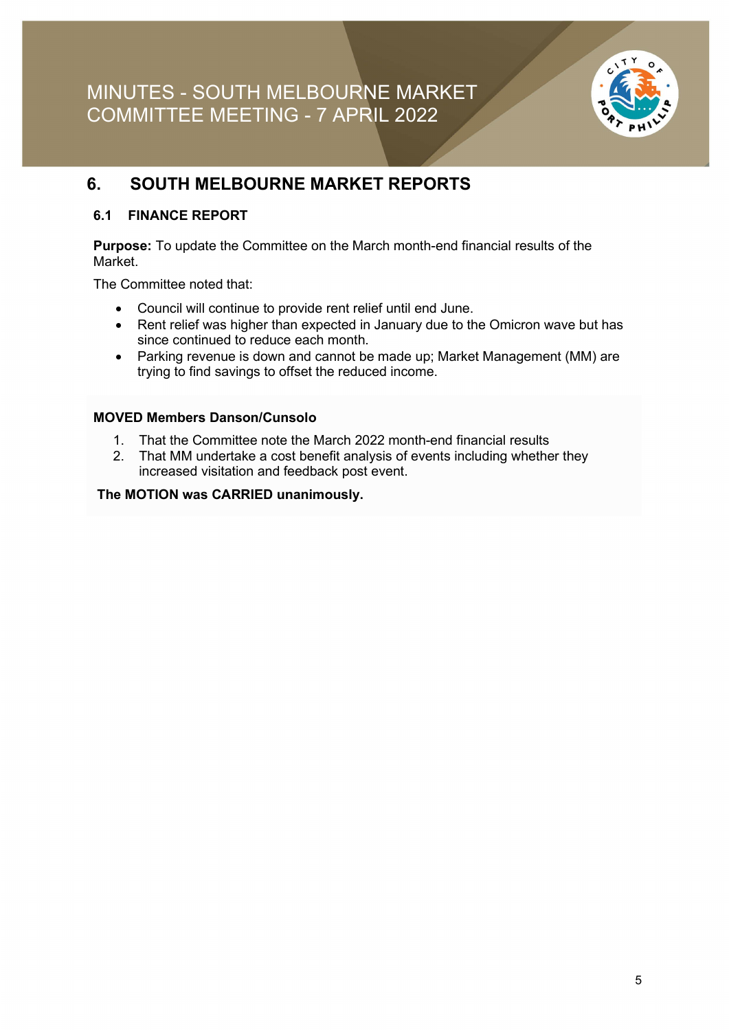# 6. SOUTH MELBOURNE MARKET REPORTS

## 6.1 FINANCE REPORT

**Purpose:** To update the Committee on the March month-end financial results of the Market.

The Committee noted that:

- Council will continue to provide rent relief until end June.
- Rent relief was higher than expected in January due to the Omicron wave but has since continued to reduce each month.
- Parking revenue is down and cannot be made up; Market Management (MM) are trying to find savings to offset the reduced income.

**MOVED Members Danson/Cunsolo**

1. That the Committee note the March 2022 month-end financial results
2. That MM undertake a cost benefit analysis of events including whether they increased visitation and feedback post event.

**The MOTION was CARRIED unanimously.**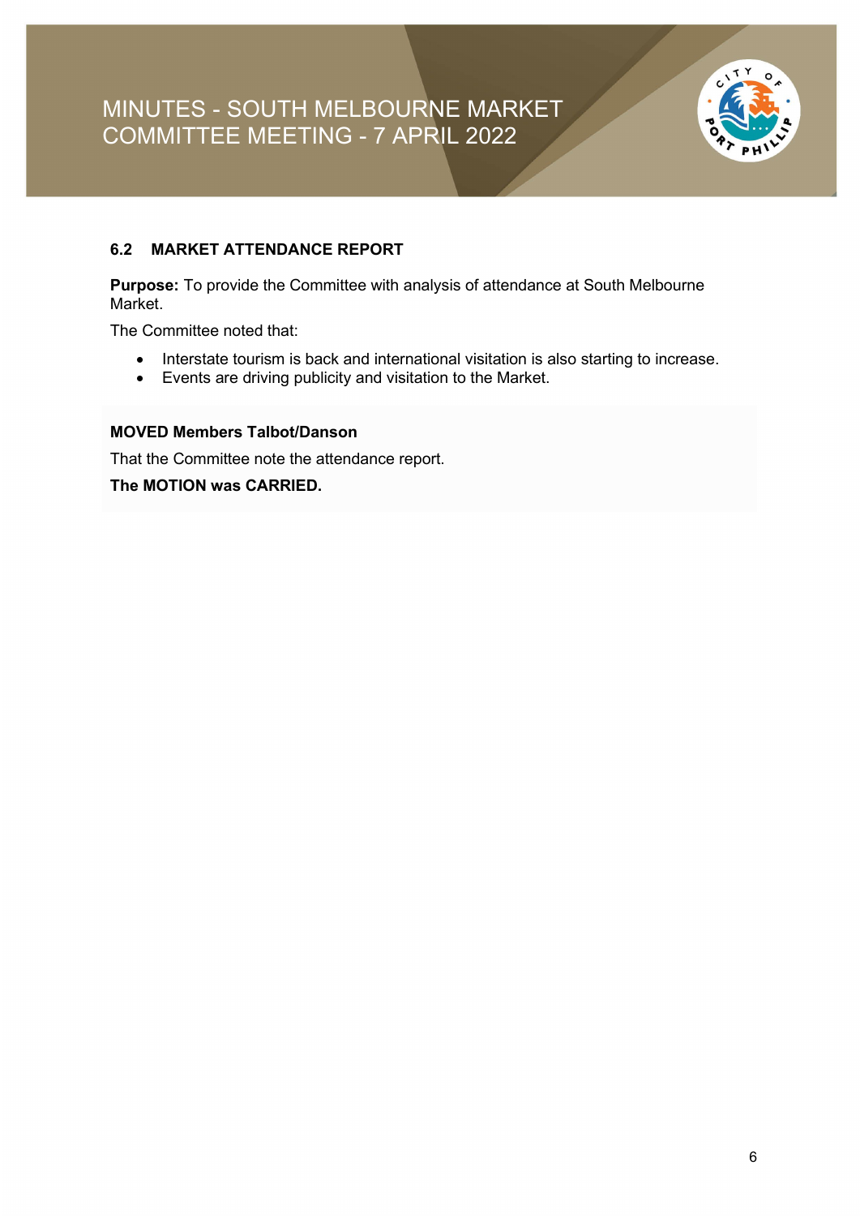### 6.2 MARKET ATTENDANCE REPORT

**Purpose:** To provide the Committee with analysis of attendance at South Melbourne Market.

The Committee noted that:

- Interstate tourism is back and international visitation is also starting to increase.
- Events are driving publicity and visitation to the Market.

**MOVED Members Talbot/Danson**

That the Committee note the attendance report.

**The MOTION was CARRIED.**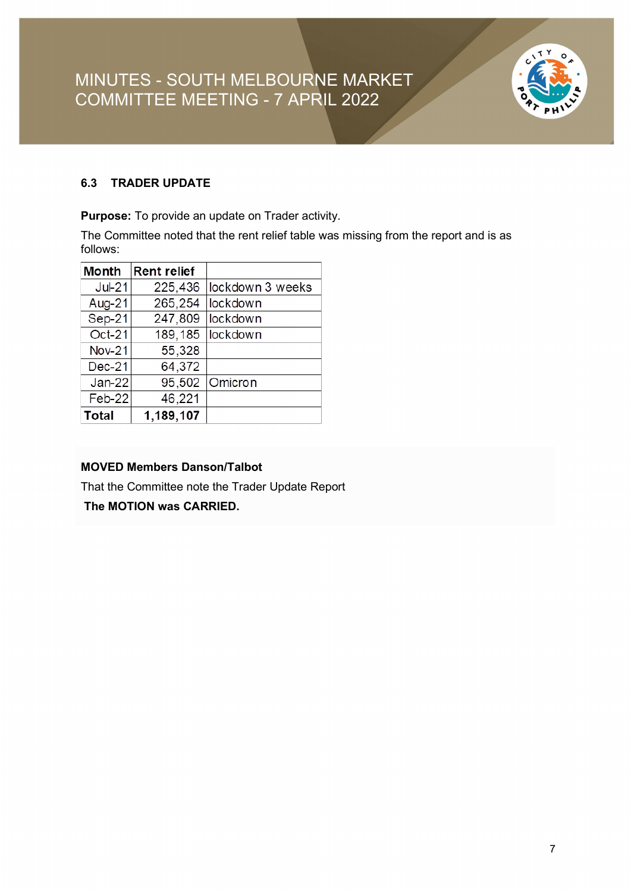### 6.3 TRADER UPDATE

**Purpose:** To provide an update on Trader activity.

The Committee noted that the rent relief table was missing from the report and is as follows:

| Month | Rent relief | |
|---|---|---|
| Jul-21 | 225,436 | lockdown 3 weeks |
| Aug-21 | 265,254 | lockdown |
| Sep-21 | 247,809 | lockdown |
| Oct-21 | 189,185 | lockdown |
| Nov-21 | 55,328 | |
| Dec-21 | 64,372 | |
| Jan-22 | 95,502 | Omicron |
| Feb-22 | 46,221 | |
| **Total** | **1,189,107** | |

**MOVED Members Danson/Talbot**

That the Committee note the Trader Update Report

**The MOTION was CARRIED.**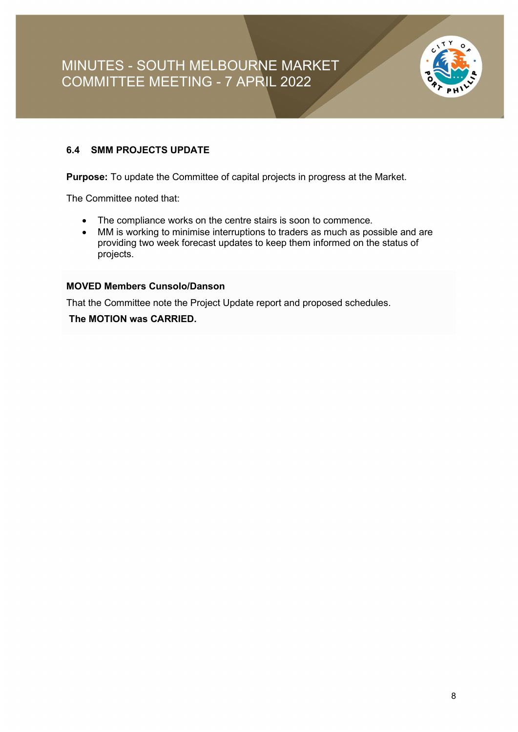## 6.4 SMM PROJECTS UPDATE

**Purpose:** To update the Committee of capital projects in progress at the Market.

The Committee noted that:

- The compliance works on the centre stairs is soon to commence.
- MM is working to minimise interruptions to traders as much as possible and are providing two week forecast updates to keep them informed on the status of projects.

**MOVED Members Cunsolo/Danson**

That the Committee note the Project Update report and proposed schedules.

**The MOTION was CARRIED.**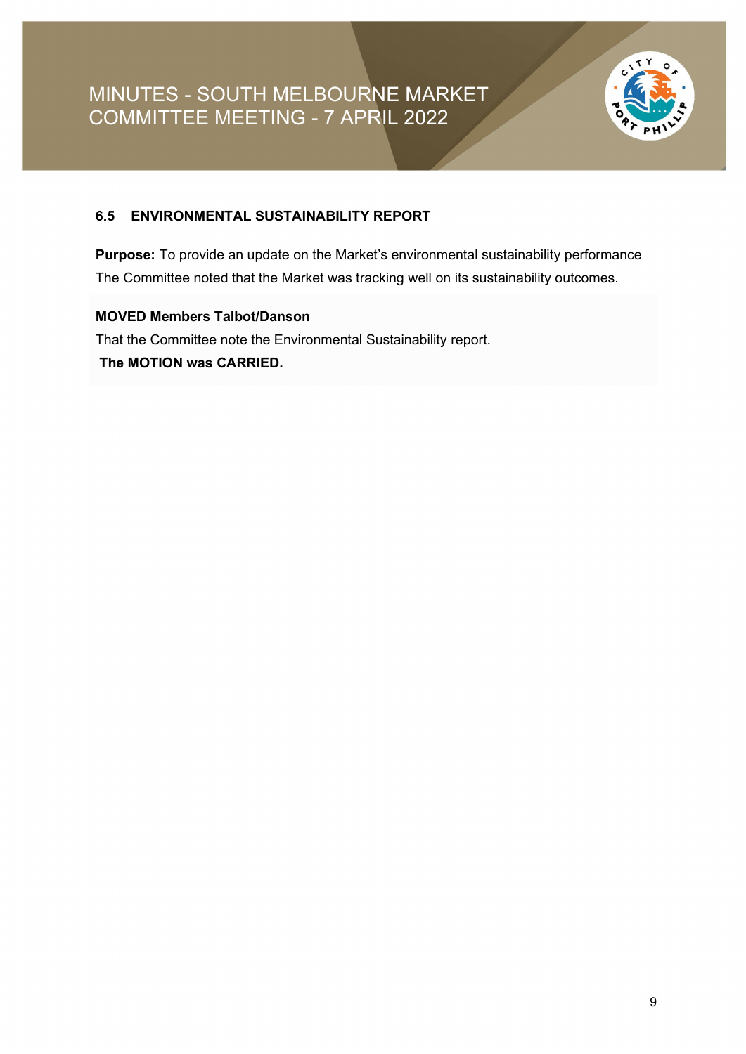### 6.5 ENVIRONMENTAL SUSTAINABILITY REPORT

**Purpose:** To provide an update on the Market's environmental sustainability performance

The Committee noted that the Market was tracking well on its sustainability outcomes.

**MOVED Members Talbot/Danson**

That the Committee note the Environmental Sustainability report.

**The MOTION was CARRIED.**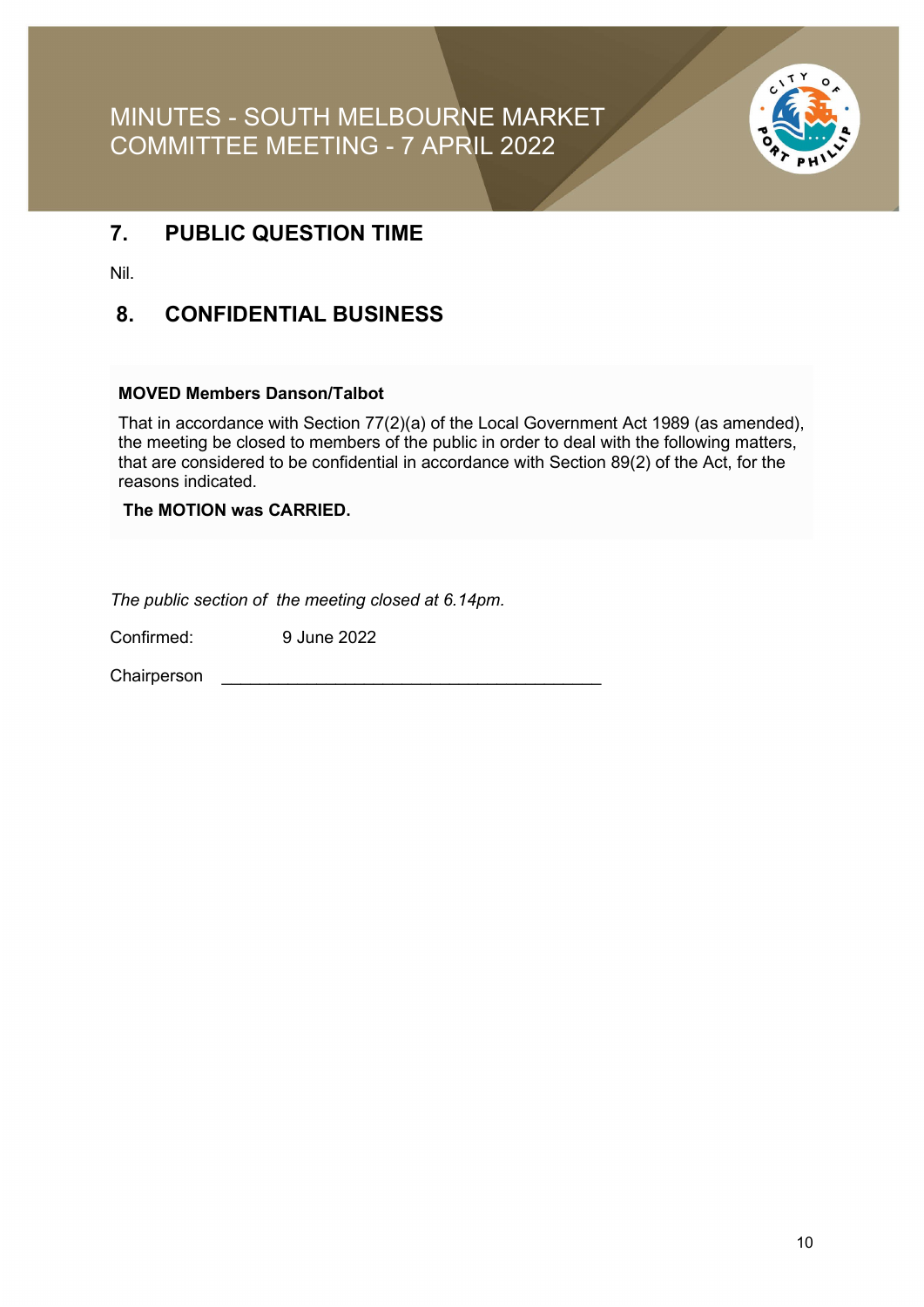## 7. PUBLIC QUESTION TIME

Nil.

## 8. CONFIDENTIAL BUSINESS

**MOVED Members Danson/Talbot**

That in accordance with Section 77(2)(a) of the Local Government Act 1989 (as amended), the meeting be closed to members of the public in order to deal with the following matters, that are considered to be confidential in accordance with Section 89(2) of the Act, for the reasons indicated.

**The MOTION was CARRIED.**

*The public section of the meeting closed at 6.14pm.*

Confirmed: 9 June 2022

Chairperson ________________________________________